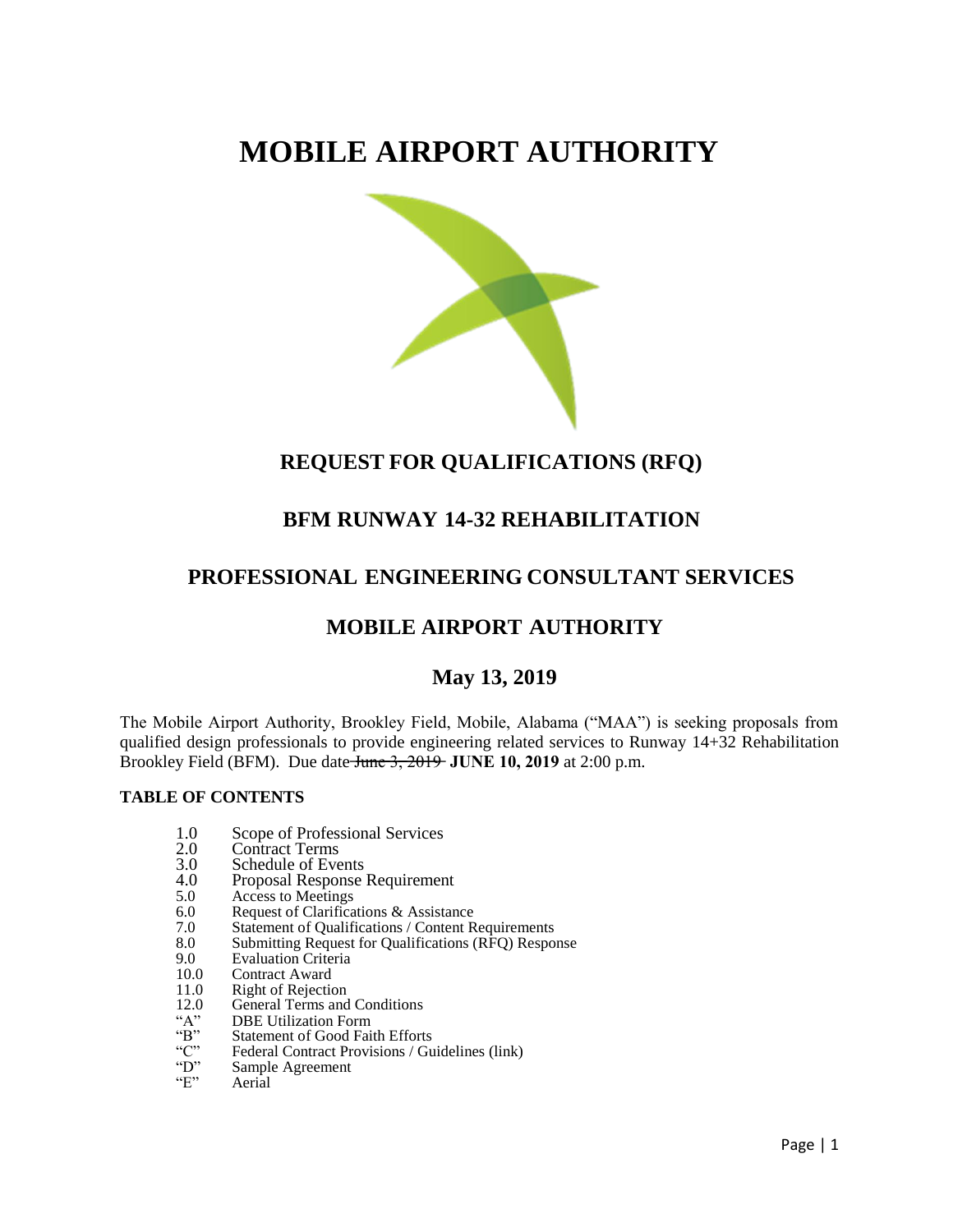# MOBILE AIRPORT AUTHORITY

## REQUEST FOR QUALIFICATIONS (RFQ)

## BFM RUNWAY 14-32 REHABILITATION

## PROFESSIONAL ENGINEERING CONSULTANT SERVICES

## MOBILE AIRPORT AUTHORITY

## May 13, 2019

The Mobile Airport Authority, Brookley Field, Mobile, Alabama ("MAA") is seeking proposals from qualified design professionals to provide engineering related services to Runway 14+32 Rehabilitation Brookley Field (BFM). Due date ~~June 3, 2019~~ **JUNE 10, 2019** at 2:00 p.m.

**TABLE OF CONTENTS**

| | |
|---|---|
| 1.0 | Scope of Professional Services |
| 2.0 | Contract Terms |
| 3.0 | Schedule of Events |
| 4.0 | Proposal Response Requirement |
| 5.0 | Access to Meetings |
| 6.0 | Request of Clarifications & Assistance |
| 7.0 | Statement of Qualifications / Content Requirements |
| 8.0 | Submitting Request for Qualifications (RFQ) Response |
| 9.0 | Evaluation Criteria |
| 10.0 | Contract Award |
| 11.0 | Right of Rejection |
| 12.0 | General Terms and Conditions |
| "A" | DBE Utilization Form |
| "B" | Statement of Good Faith Efforts |
| "C" | Federal Contract Provisions / Guidelines (link) |
| "D" | Sample Agreement |
| "E" | Aerial |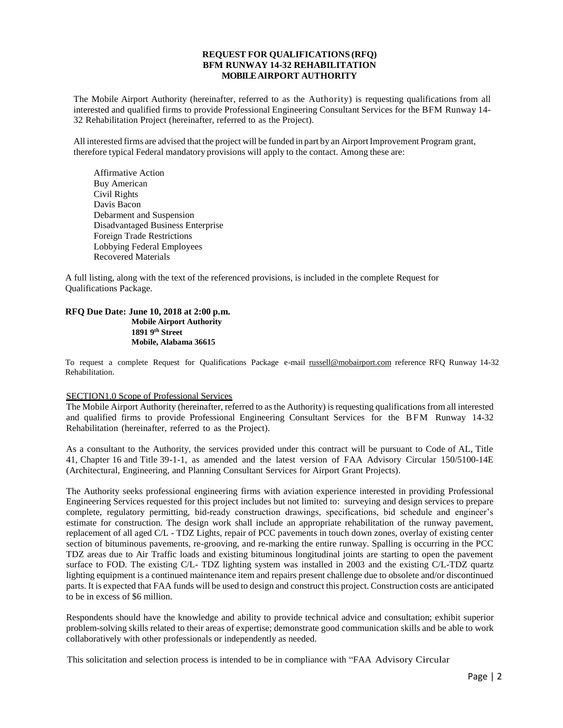**REQUEST FOR QUALIFICATIONS (RFQ)**
**BFM RUNWAY 14-32 REHABILITATION**
**MOBILE AIRPORT AUTHORITY**

The Mobile Airport Authority (hereinafter, referred to as the Authority) is requesting qualifications from all interested and qualified firms to provide Professional Engineering Consultant Services for the BFM Runway 14-32 Rehabilitation Project (hereinafter, referred to as the Project).

All interested firms are advised that the project will be funded in part by an Airport Improvement Program grant, therefore typical Federal mandatory provisions will apply to the contact. Among these are:

- Affirmative Action
- Buy American
- Civil Rights
- Davis Bacon
- Debarment and Suspension
- Disadvantaged Business Enterprise
- Foreign Trade Restrictions
- Lobbying Federal Employees
- Recovered Materials

A full listing, along with the text of the referenced provisions, is included in the complete Request for Qualifications Package.

**RFQ Due Date: June 10, 2018 at 2:00 p.m.**
**Mobile Airport Authority**
**1891 9th Street**
**Mobile, Alabama 36615**

To request a complete Request for Qualifications Package e-mail russell@mobairport.com reference RFQ Runway 14-32 Rehabilitation.

SECTION1.0 Scope of Professional Services

The Mobile Airport Authority (hereinafter, referred to as the Authority) is requesting qualifications from all interested and qualified firms to provide Professional Engineering Consultant Services for the BFM Runway 14-32 Rehabilitation (hereinafter, referred to as the Project).

As a consultant to the Authority, the services provided under this contract will be pursuant to Code of AL, Title 41, Chapter 16 and Title 39-1-1, as amended and the latest version of FAA Advisory Circular 150/5100-14E (Architectural, Engineering, and Planning Consultant Services for Airport Grant Projects).

The Authority seeks professional engineering firms with aviation experience interested in providing Professional Engineering Services requested for this project includes but not limited to: surveying and design services to prepare complete, regulatory permitting, bid-ready construction drawings, specifications, bid schedule and engineer's estimate for construction. The design work shall include an appropriate rehabilitation of the runway pavement, replacement of all aged C/L - TDZ Lights, repair of PCC pavements in touch down zones, overlay of existing center section of bituminous pavements, re-grooving, and re-marking the entire runway. Spalling is occurring in the PCC TDZ areas due to Air Traffic loads and existing bituminous longitudinal joints are starting to open the pavement surface to FOD. The existing C/L- TDZ lighting system was installed in 2003 and the existing C/L-TDZ quartz lighting equipment is a continued maintenance item and repairs present challenge due to obsolete and/or discontinued parts. It is expected that FAA funds will be used to design and construct this project. Construction costs are anticipated to be in excess of $6 million.

Respondents should have the knowledge and ability to provide technical advice and consultation; exhibit superior problem-solving skills related to their areas of expertise; demonstrate good communication skills and be able to work collaboratively with other professionals or independently as needed.

This solicitation and selection process is intended to be in compliance with "FAA Advisory Circular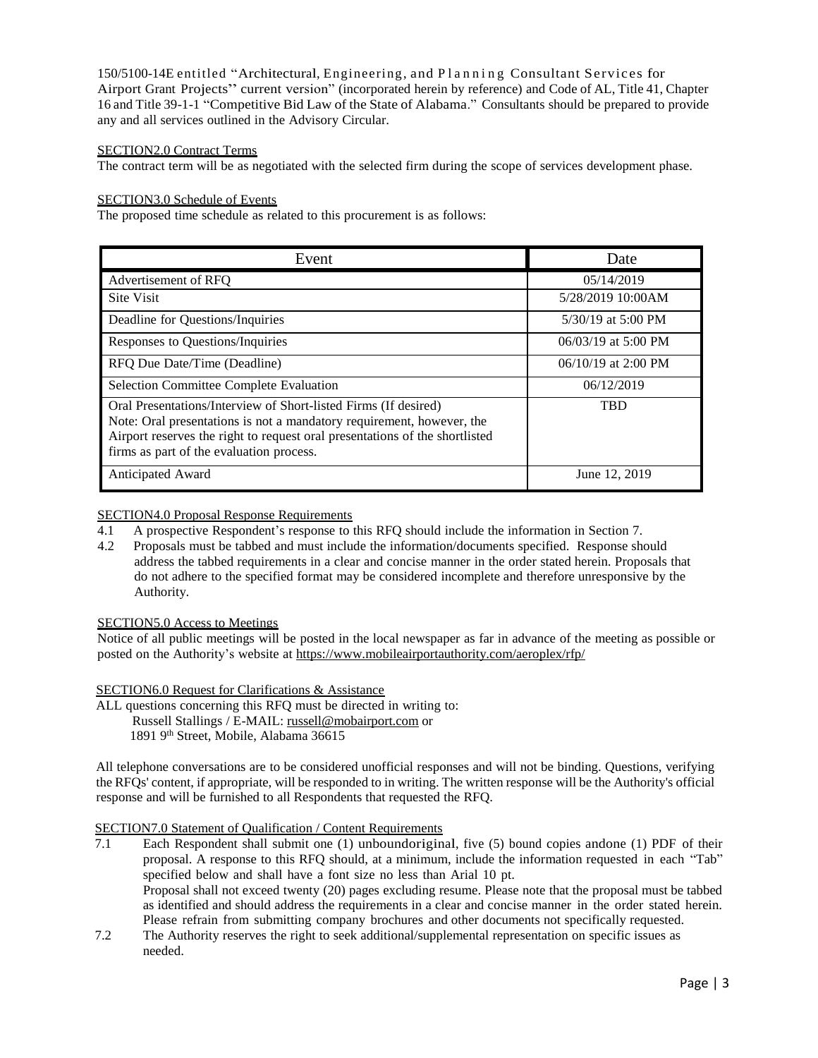150/5100-14E entitled "Architectural, Engineering, and Planning Consultant Services for Airport Grant Projects" current version" (incorporated herein by reference) and Code of AL, Title 41, Chapter 16 and Title 39-1-1 "Competitive Bid Law of the State of Alabama." Consultants should be prepared to provide any and all services outlined in the Advisory Circular.

SECTION2.0 Contract Terms

The contract term will be as negotiated with the selected firm during the scope of services development phase.

SECTION3.0 Schedule of Events

The proposed time schedule as related to this procurement is as follows:

| Event | Date |
| --- | --- |
| Advertisement of RFQ | 05/14/2019 |
| Site Visit | 5/28/2019 10:00AM |
| Deadline for Questions/Inquiries | 5/30/19 at 5:00 PM |
| Responses to Questions/Inquiries | 06/03/19 at 5:00 PM |
| RFQ Due Date/Time (Deadline) | 06/10/19 at 2:00 PM |
| Selection Committee Complete Evaluation | 06/12/2019 |
| Oral Presentations/Interview of Short-listed Firms (If desired) Note: Oral presentations is not a mandatory requirement, however, the Airport reserves the right to request oral presentations of the shortlisted firms as part of the evaluation process. | TBD |
| Anticipated Award | June 12, 2019 |

SECTION4.0 Proposal Response Requirements

4.1 A prospective Respondent's response to this RFQ should include the information in Section 7.

4.2 Proposals must be tabbed and must include the information/documents specified. Response should address the tabbed requirements in a clear and concise manner in the order stated herein. Proposals that do not adhere to the specified format may be considered incomplete and therefore unresponsive by the Authority.

SECTION5.0 Access to Meetings

Notice of all public meetings will be posted in the local newspaper as far in advance of the meeting as possible or posted on the Authority's website at https://www.mobileairportauthority.com/aeroplex/rfp/

SECTION6.0 Request for Clarifications & Assistance

ALL questions concerning this RFQ must be directed in writing to:
Russell Stallings / E-MAIL: russell@mobairport.com or
1891 9th Street, Mobile, Alabama 36615

All telephone conversations are to be considered unofficial responses and will not be binding. Questions, verifying the RFQs' content, if appropriate, will be responded to in writing. The written response will be the Authority's official response and will be furnished to all Respondents that requested the RFQ.

SECTION7.0 Statement of Qualification / Content Requirements

7.1 Each Respondent shall submit one (1) unboundoriginal, five (5) bound copies andone (1) PDF of their proposal. A response to this RFQ should, at a minimum, include the information requested in each "Tab" specified below and shall have a font size no less than Arial 10 pt.
Proposal shall not exceed twenty (20) pages excluding resume. Please note that the proposal must be tabbed as identified and should address the requirements in a clear and concise manner in the order stated herein. Please refrain from submitting company brochures and other documents not specifically requested.

7.2 The Authority reserves the right to seek additional/supplemental representation on specific issues as needed.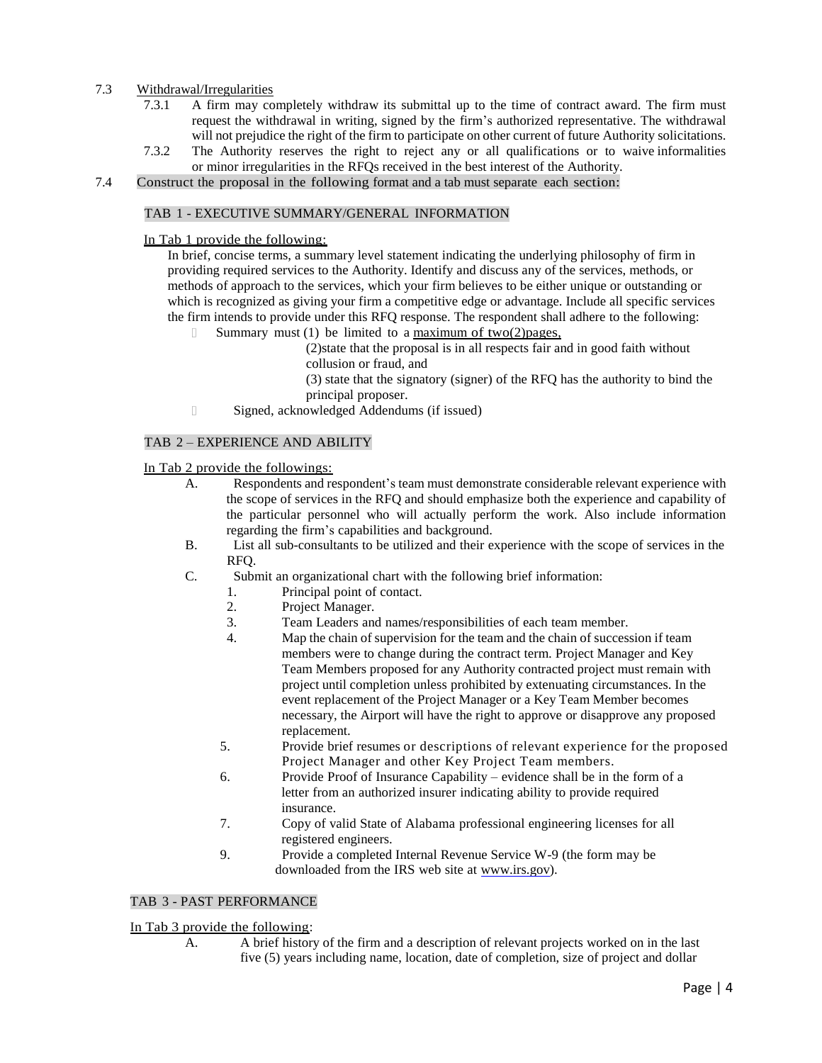7.3 Withdrawal/Irregularities

7.3.1 A firm may completely withdraw its submittal up to the time of contract award. The firm must request the withdrawal in writing, signed by the firm's authorized representative. The withdrawal will not prejudice the right of the firm to participate on other current of future Authority solicitations.

7.3.2 The Authority reserves the right to reject any or all qualifications or to waive informalities or minor irregularities in the RFQs received in the best interest of the Authority.

7.4 Construct the proposal in the following format and a tab must separate each section:

TAB 1 - EXECUTIVE SUMMARY/GENERAL INFORMATION

In Tab 1 provide the following:

In brief, concise terms, a summary level statement indicating the underlying philosophy of firm in providing required services to the Authority. Identify and discuss any of the services, methods, or methods of approach to the services, which your firm believes to be either unique or outstanding or which is recognized as giving your firm a competitive edge or advantage. Include all specific services the firm intends to provide under this RFQ response. The respondent shall adhere to the following:

- Summary must (1) be limited to a maximum of two(2)pages,
  (2)state that the proposal is in all respects fair and in good faith without collusion or fraud, and
  (3) state that the signatory (signer) of the RFQ has the authority to bind the principal proposer.
- Signed, acknowledged Addendums (if issued)

TAB 2 – EXPERIENCE AND ABILITY

In Tab 2 provide the followings:

A. Respondents and respondent's team must demonstrate considerable relevant experience with the scope of services in the RFQ and should emphasize both the experience and capability of the particular personnel who will actually perform the work. Also include information regarding the firm's capabilities and background.

B. List all sub-consultants to be utilized and their experience with the scope of services in the RFQ.

C. Submit an organizational chart with the following brief information:

1. Principal point of contact.
2. Project Manager.
3. Team Leaders and names/responsibilities of each team member.
4. Map the chain of supervision for the team and the chain of succession if team members were to change during the contract term. Project Manager and Key Team Members proposed for any Authority contracted project must remain with project until completion unless prohibited by extenuating circumstances. In the event replacement of the Project Manager or a Key Team Member becomes necessary, the Airport will have the right to approve or disapprove any proposed replacement.
5. Provide brief resumes or descriptions of relevant experience for the proposed Project Manager and other Key Project Team members.
6. Provide Proof of Insurance Capability – evidence shall be in the form of a letter from an authorized insurer indicating ability to provide required insurance.
7. Copy of valid State of Alabama professional engineering licenses for all registered engineers.

9. Provide a completed Internal Revenue Service W-9 (the form may be downloaded from the IRS web site at www.irs.gov).

TAB 3 - PAST PERFORMANCE

In Tab 3 provide the following:

A. A brief history of the firm and a description of relevant projects worked on in the last five (5) years including name, location, date of completion, size of project and dollar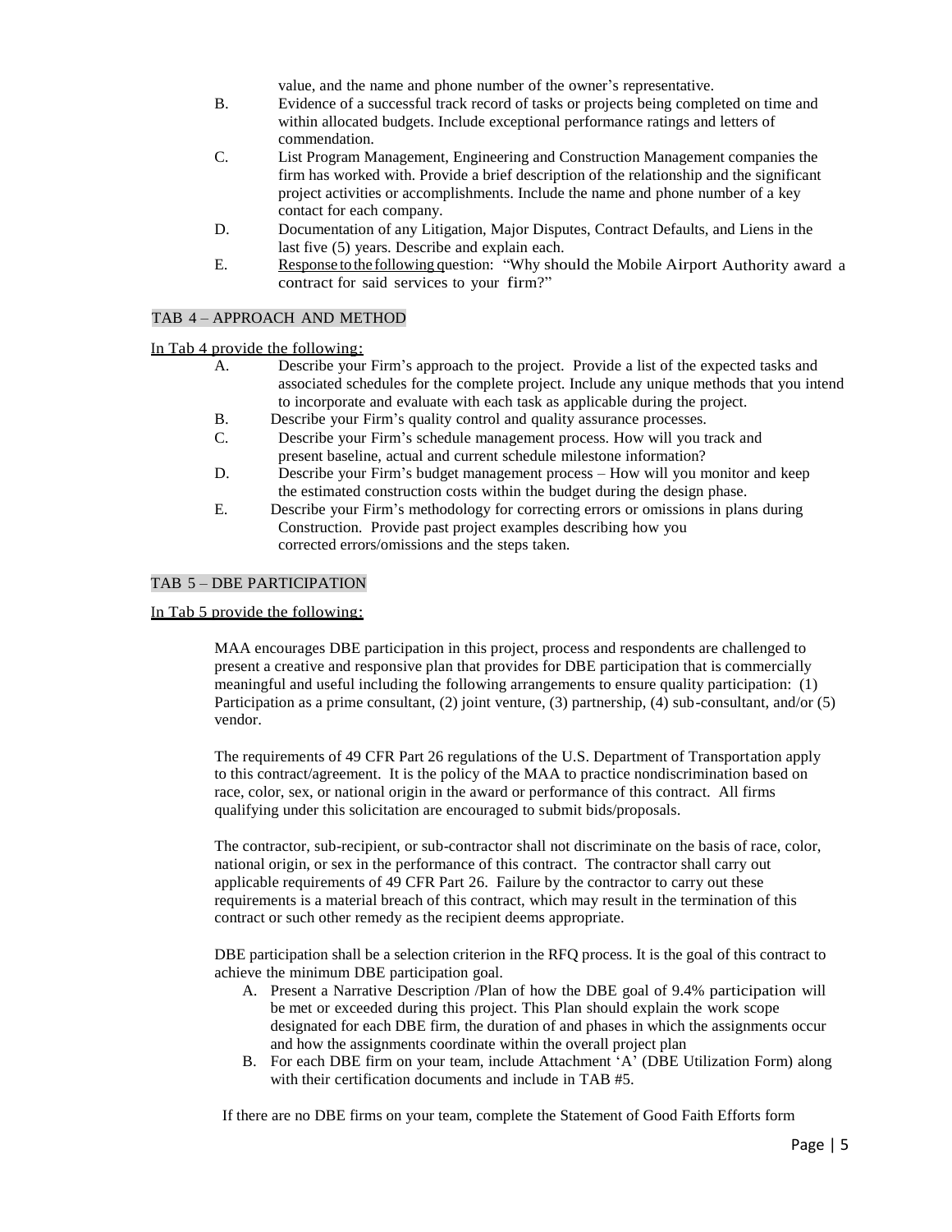value, and the name and phone number of the owner's representative.

B. Evidence of a successful track record of tasks or projects being completed on time and within allocated budgets. Include exceptional performance ratings and letters of commendation.

C. List Program Management, Engineering and Construction Management companies the firm has worked with. Provide a brief description of the relationship and the significant project activities or accomplishments. Include the name and phone number of a key contact for each company.

D. Documentation of any Litigation, Major Disputes, Contract Defaults, and Liens in the last five (5) years. Describe and explain each.

E. Response to the following question: "Why should the Mobile Airport Authority award a contract for said services to your firm?"

## TAB 4 – APPROACH AND METHOD

In Tab 4 provide the following:

A. Describe your Firm's approach to the project. Provide a list of the expected tasks and associated schedules for the complete project. Include any unique methods that you intend to incorporate and evaluate with each task as applicable during the project.

B. Describe your Firm's quality control and quality assurance processes.

C. Describe your Firm's schedule management process. How will you track and present baseline, actual and current schedule milestone information?

D. Describe your Firm's budget management process – How will you monitor and keep the estimated construction costs within the budget during the design phase.

E. Describe your Firm's methodology for correcting errors or omissions in plans during Construction. Provide past project examples describing how you corrected errors/omissions and the steps taken.

## TAB 5 – DBE PARTICIPATION

In Tab 5 provide the following:

MAA encourages DBE participation in this project, process and respondents are challenged to present a creative and responsive plan that provides for DBE participation that is commercially meaningful and useful including the following arrangements to ensure quality participation: (1) Participation as a prime consultant, (2) joint venture, (3) partnership, (4) sub-consultant, and/or (5) vendor.

The requirements of 49 CFR Part 26 regulations of the U.S. Department of Transportation apply to this contract/agreement. It is the policy of the MAA to practice nondiscrimination based on race, color, sex, or national origin in the award or performance of this contract. All firms qualifying under this solicitation are encouraged to submit bids/proposals.

The contractor, sub-recipient, or sub-contractor shall not discriminate on the basis of race, color, national origin, or sex in the performance of this contract. The contractor shall carry out applicable requirements of 49 CFR Part 26. Failure by the contractor to carry out these requirements is a material breach of this contract, which may result in the termination of this contract or such other remedy as the recipient deems appropriate.

DBE participation shall be a selection criterion in the RFQ process. It is the goal of this contract to achieve the minimum DBE participation goal.

A. Present a Narrative Description /Plan of how the DBE goal of 9.4% participation will be met or exceeded during this project. This Plan should explain the work scope designated for each DBE firm, the duration of and phases in which the assignments occur and how the assignments coordinate within the overall project plan

B. For each DBE firm on your team, include Attachment 'A' (DBE Utilization Form) along with their certification documents and include in TAB #5.

If there are no DBE firms on your team, complete the Statement of Good Faith Efforts form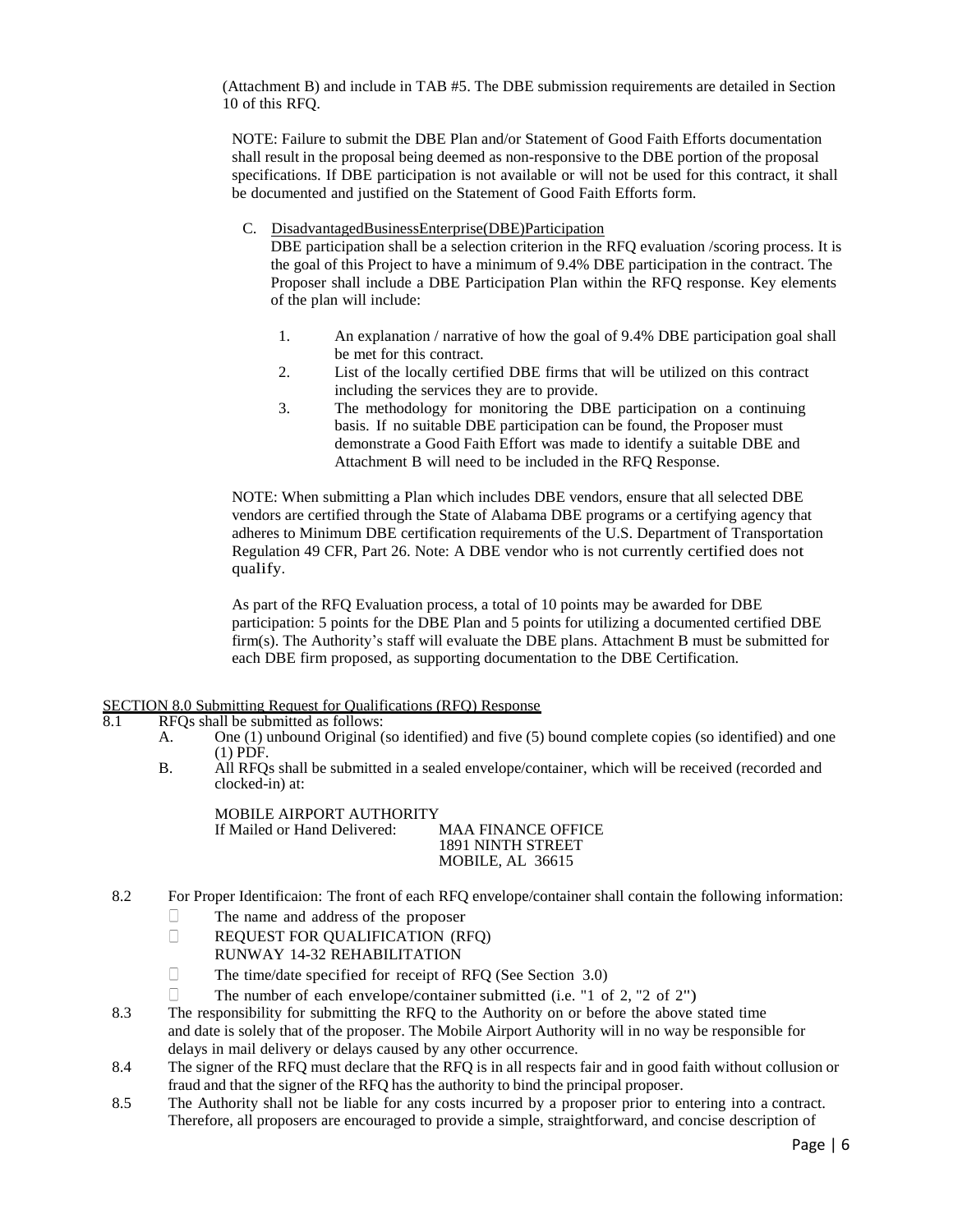(Attachment B) and include in TAB #5. The DBE submission requirements are detailed in Section 10 of this RFQ.

NOTE: Failure to submit the DBE Plan and/or Statement of Good Faith Efforts documentation shall result in the proposal being deemed as non-responsive to the DBE portion of the proposal specifications. If DBE participation is not available or will not be used for this contract, it shall be documented and justified on the Statement of Good Faith Efforts form.

C. DisadvantagedBusinessEnterprise(DBE)Participation

DBE participation shall be a selection criterion in the RFQ evaluation /scoring process. It is the goal of this Project to have a minimum of 9.4% DBE participation in the contract. The Proposer shall include a DBE Participation Plan within the RFQ response. Key elements of the plan will include:

1. An explanation / narrative of how the goal of 9.4% DBE participation goal shall be met for this contract.
2. List of the locally certified DBE firms that will be utilized on this contract including the services they are to provide.
3. The methodology for monitoring the DBE participation on a continuing basis. If no suitable DBE participation can be found, the Proposer must demonstrate a Good Faith Effort was made to identify a suitable DBE and Attachment B will need to be included in the RFQ Response.

NOTE: When submitting a Plan which includes DBE vendors, ensure that all selected DBE vendors are certified through the State of Alabama DBE programs or a certifying agency that adheres to Minimum DBE certification requirements of the U.S. Department of Transportation Regulation 49 CFR, Part 26. Note: A DBE vendor who is not currently certified does not qualify.

As part of the RFQ Evaluation process, a total of 10 points may be awarded for DBE participation: 5 points for the DBE Plan and 5 points for utilizing a documented certified DBE firm(s). The Authority's staff will evaluate the DBE plans. Attachment B must be submitted for each DBE firm proposed, as supporting documentation to the DBE Certification.

## SECTION 8.0 Submitting Request for Qualifications (RFQ) Response

8.1 RFQs shall be submitted as follows:

A. One (1) unbound Original (so identified) and five (5) bound complete copies (so identified) and one (1) PDF.

B. All RFQs shall be submitted in a sealed envelope/container, which will be received (recorded and clocked-in) at:

MOBILE AIRPORT AUTHORITY
If Mailed or Hand Delivered: MAA FINANCE OFFICE
1891 NINTH STREET
MOBILE, AL 36615

8.2 For Proper Identificaion: The front of each RFQ envelope/container shall contain the following information:

- The name and address of the proposer
- REQUEST FOR QUALIFICATION (RFQ)
  RUNWAY 14-32 REHABILITATION
- The time/date specified for receipt of RFQ (See Section 3.0)
- The number of each envelope/container submitted (i.e. "1 of 2, "2 of 2")

8.3 The responsibility for submitting the RFQ to the Authority on or before the above stated time and date is solely that of the proposer. The Mobile Airport Authority will in no way be responsible for delays in mail delivery or delays caused by any other occurrence.

8.4 The signer of the RFQ must declare that the RFQ is in all respects fair and in good faith without collusion or fraud and that the signer of the RFQ has the authority to bind the principal proposer.

8.5 The Authority shall not be liable for any costs incurred by a proposer prior to entering into a contract. Therefore, all proposers are encouraged to provide a simple, straightforward, and concise description of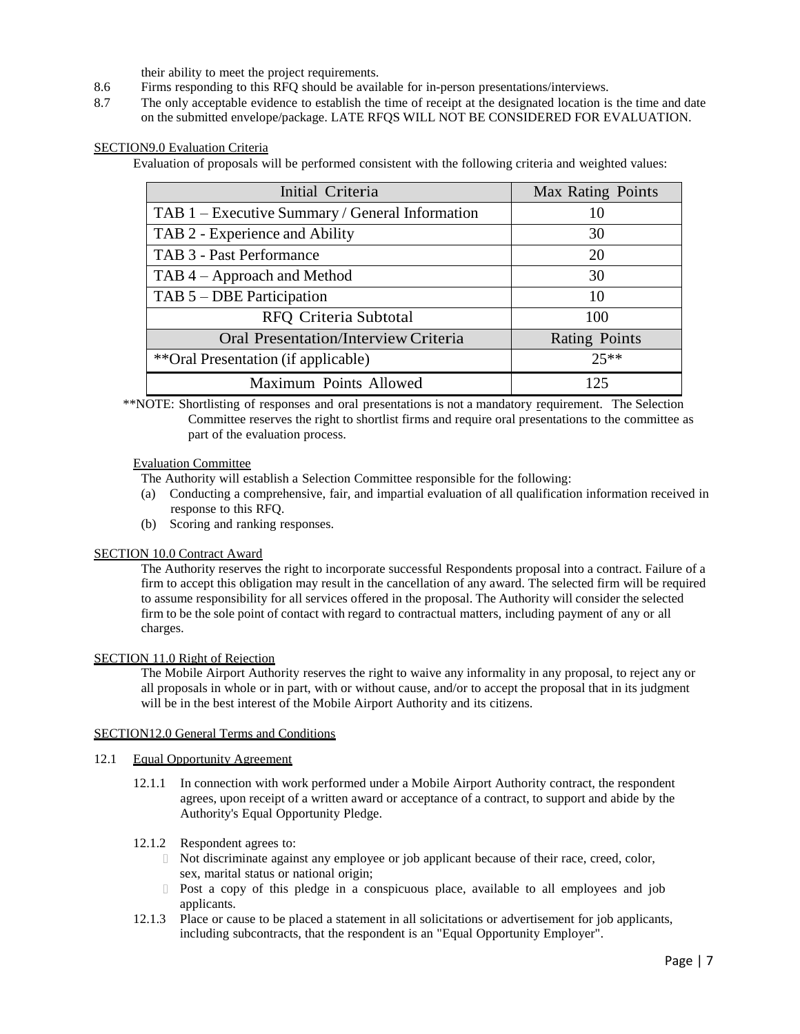their ability to meet the project requirements.

8.6 Firms responding to this RFQ should be available for in-person presentations/interviews.

8.7 The only acceptable evidence to establish the time of receipt at the designated location is the time and date on the submitted envelope/package. LATE RFQS WILL NOT BE CONSIDERED FOR EVALUATION.

SECTION9.0 Evaluation Criteria

Evaluation of proposals will be performed consistent with the following criteria and weighted values:

| Initial Criteria | Max Rating Points |
|---|---|
| TAB 1 – Executive Summary / General Information | 10 |
| TAB 2 - Experience and Ability | 30 |
| TAB 3 - Past Performance | 20 |
| TAB 4 – Approach and Method | 30 |
| TAB 5 – DBE Participation | 10 |
| RFQ Criteria Subtotal | 100 |
| Oral Presentation/Interview Criteria | Rating Points |
| **Oral Presentation (if applicable) | 25** |
| Maximum Points Allowed | 125 |

**NOTE: Shortlisting of responses and oral presentations is not a mandatory requirement. The Selection Committee reserves the right to shortlist firms and require oral presentations to the committee as part of the evaluation process.

Evaluation Committee

The Authority will establish a Selection Committee responsible for the following:

(a) Conducting a comprehensive, fair, and impartial evaluation of all qualification information received in response to this RFQ.

(b) Scoring and ranking responses.

SECTION 10.0 Contract Award

The Authority reserves the right to incorporate successful Respondents proposal into a contract. Failure of a firm to accept this obligation may result in the cancellation of any award. The selected firm will be required to assume responsibility for all services offered in the proposal. The Authority will consider the selected firm to be the sole point of contact with regard to contractual matters, including payment of any or all charges.

SECTION 11.0 Right of Rejection

The Mobile Airport Authority reserves the right to waive any informality in any proposal, to reject any or all proposals in whole or in part, with or without cause, and/or to accept the proposal that in its judgment will be in the best interest of the Mobile Airport Authority and its citizens.

SECTION12.0 General Terms and Conditions

12.1 Equal Opportunity Agreement

12.1.1 In connection with work performed under a Mobile Airport Authority contract, the respondent agrees, upon receipt of a written award or acceptance of a contract, to support and abide by the Authority's Equal Opportunity Pledge.

12.1.2 Respondent agrees to:

- Not discriminate against any employee or job applicant because of their race, creed, color, sex, marital status or national origin;
- Post a copy of this pledge in a conspicuous place, available to all employees and job applicants.

12.1.3 Place or cause to be placed a statement in all solicitations or advertisement for job applicants, including subcontracts, that the respondent is an "Equal Opportunity Employer".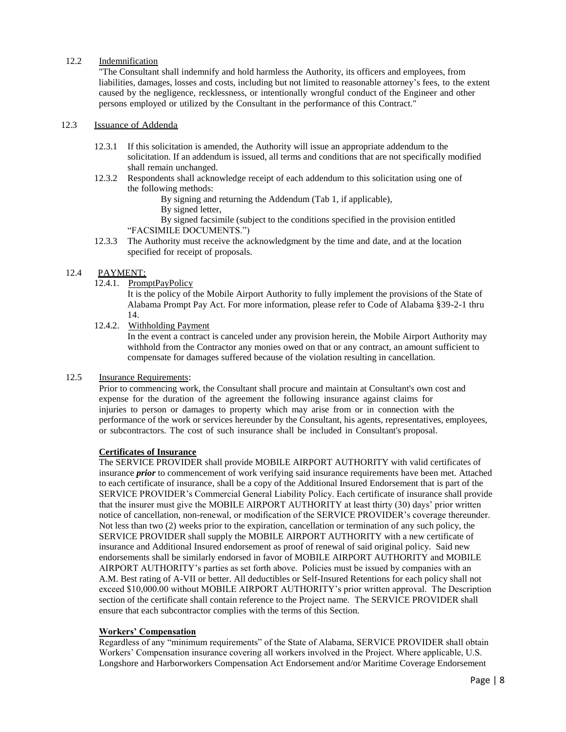12.2 Indemnification

"The Consultant shall indemnify and hold harmless the Authority, its officers and employees, from liabilities, damages, losses and costs, including but not limited to reasonable attorney's fees, to the extent caused by the negligence, recklessness, or intentionally wrongful conduct of the Engineer and other persons employed or utilized by the Consultant in the performance of this Contract."

12.3 Issuance of Addenda

12.3.1 If this solicitation is amended, the Authority will issue an appropriate addendum to the solicitation. If an addendum is issued, all terms and conditions that are not specifically modified shall remain unchanged.

12.3.2 Respondents shall acknowledge receipt of each addendum to this solicitation using one of the following methods:

By signing and returning the Addendum (Tab 1, if applicable),

By signed letter,

By signed facsimile (subject to the conditions specified in the provision entitled "FACSIMILE DOCUMENTS.")

12.3.3 The Authority must receive the acknowledgment by the time and date, and at the location specified for receipt of proposals.

12.4 PAYMENT:

12.4.1. PromptPayPolicy

It is the policy of the Mobile Airport Authority to fully implement the provisions of the State of Alabama Prompt Pay Act. For more information, please refer to Code of Alabama §39-2-1 thru 14.

12.4.2. Withholding Payment

In the event a contract is canceled under any provision herein, the Mobile Airport Authority may withhold from the Contractor any monies owed on that or any contract, an amount sufficient to compensate for damages suffered because of the violation resulting in cancellation.

12.5 Insurance Requirements:

Prior to commencing work, the Consultant shall procure and maintain at Consultant's own cost and expense for the duration of the agreement the following insurance against claims for injuries to person or damages to property which may arise from or in connection with the performance of the work or services hereunder by the Consultant, his agents, representatives, employees, or subcontractors. The cost of such insurance shall be included in Consultant's proposal.

**Certificates of Insurance**

The SERVICE PROVIDER shall provide MOBILE AIRPORT AUTHORITY with valid certificates of insurance ***prior*** to commencement of work verifying said insurance requirements have been met. Attached to each certificate of insurance, shall be a copy of the Additional Insured Endorsement that is part of the SERVICE PROVIDER's Commercial General Liability Policy. Each certificate of insurance shall provide that the insurer must give the MOBILE AIRPORT AUTHORITY at least thirty (30) days' prior written notice of cancellation, non-renewal, or modification of the SERVICE PROVIDER's coverage thereunder. Not less than two (2) weeks prior to the expiration, cancellation or termination of any such policy, the SERVICE PROVIDER shall supply the MOBILE AIRPORT AUTHORITY with a new certificate of insurance and Additional Insured endorsement as proof of renewal of said original policy. Said new endorsements shall be similarly endorsed in favor of MOBILE AIRPORT AUTHORITY and MOBILE AIRPORT AUTHORITY's parties as set forth above. Policies must be issued by companies with an A.M. Best rating of A-VII or better. All deductibles or Self-Insured Retentions for each policy shall not exceed $10,000.00 without MOBILE AIRPORT AUTHORITY's prior written approval. The Description section of the certificate shall contain reference to the Project name. The SERVICE PROVIDER shall ensure that each subcontractor complies with the terms of this Section.

**Workers' Compensation**

Regardless of any "minimum requirements" of the State of Alabama, SERVICE PROVIDER shall obtain Workers' Compensation insurance covering all workers involved in the Project. Where applicable, U.S. Longshore and Harborworkers Compensation Act Endorsement and/or Maritime Coverage Endorsement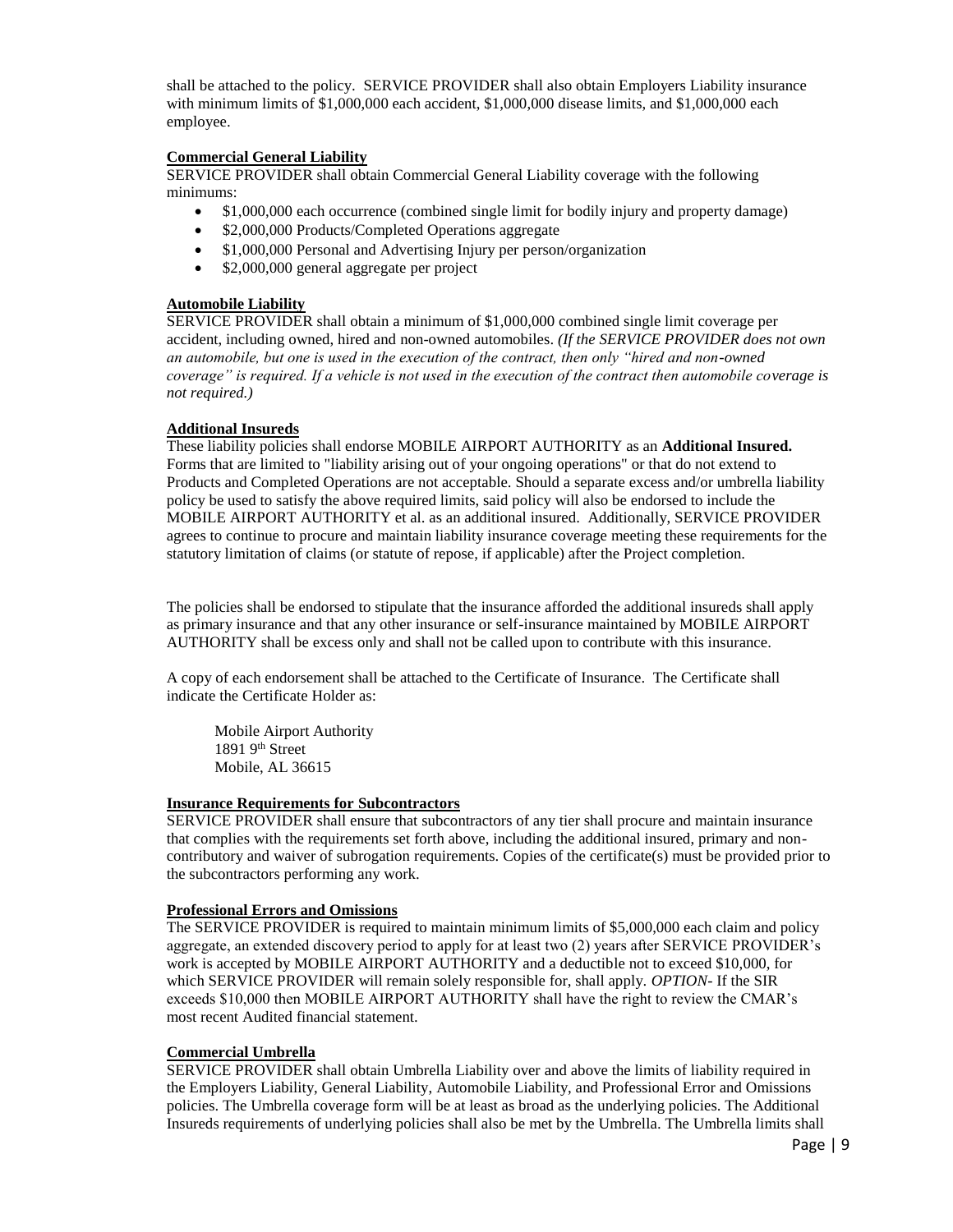shall be attached to the policy. SERVICE PROVIDER shall also obtain Employers Liability insurance with minimum limits of $1,000,000 each accident, $1,000,000 disease limits, and $1,000,000 each employee.

**Commercial General Liability**

SERVICE PROVIDER shall obtain Commercial General Liability coverage with the following minimums:

- $1,000,000 each occurrence (combined single limit for bodily injury and property damage)
- $2,000,000 Products/Completed Operations aggregate
- $1,000,000 Personal and Advertising Injury per person/organization
- $2,000,000 general aggregate per project

**Automobile Liability**

SERVICE PROVIDER shall obtain a minimum of $1,000,000 combined single limit coverage per accident, including owned, hired and non-owned automobiles. *(If the SERVICE PROVIDER does not own an automobile, but one is used in the execution of the contract, then only "hired and non-owned coverage" is required. If a vehicle is not used in the execution of the contract then automobile coverage is not required.)*

**Additional Insureds**

These liability policies shall endorse MOBILE AIRPORT AUTHORITY as an **Additional Insured.** Forms that are limited to "liability arising out of your ongoing operations" or that do not extend to Products and Completed Operations are not acceptable. Should a separate excess and/or umbrella liability policy be used to satisfy the above required limits, said policy will also be endorsed to include the MOBILE AIRPORT AUTHORITY et al. as an additional insured. Additionally, SERVICE PROVIDER agrees to continue to procure and maintain liability insurance coverage meeting these requirements for the statutory limitation of claims (or statute of repose, if applicable) after the Project completion.

The policies shall be endorsed to stipulate that the insurance afforded the additional insureds shall apply as primary insurance and that any other insurance or self-insurance maintained by MOBILE AIRPORT AUTHORITY shall be excess only and shall not be called upon to contribute with this insurance.

A copy of each endorsement shall be attached to the Certificate of Insurance. The Certificate shall indicate the Certificate Holder as:

Mobile Airport Authority
1891 9th Street
Mobile, AL 36615

**Insurance Requirements for Subcontractors**

SERVICE PROVIDER shall ensure that subcontractors of any tier shall procure and maintain insurance that complies with the requirements set forth above, including the additional insured, primary and non-contributory and waiver of subrogation requirements. Copies of the certificate(s) must be provided prior to the subcontractors performing any work.

**Professional Errors and Omissions**

The SERVICE PROVIDER is required to maintain minimum limits of $5,000,000 each claim and policy aggregate, an extended discovery period to apply for at least two (2) years after SERVICE PROVIDER's work is accepted by MOBILE AIRPORT AUTHORITY and a deductible not to exceed $10,000, for which SERVICE PROVIDER will remain solely responsible for, shall apply. *OPTION*- If the SIR exceeds $10,000 then MOBILE AIRPORT AUTHORITY shall have the right to review the CMAR's most recent Audited financial statement.

**Commercial Umbrella**

SERVICE PROVIDER shall obtain Umbrella Liability over and above the limits of liability required in the Employers Liability, General Liability, Automobile Liability, and Professional Error and Omissions policies. The Umbrella coverage form will be at least as broad as the underlying policies. The Additional Insureds requirements of underlying policies shall also be met by the Umbrella. The Umbrella limits shall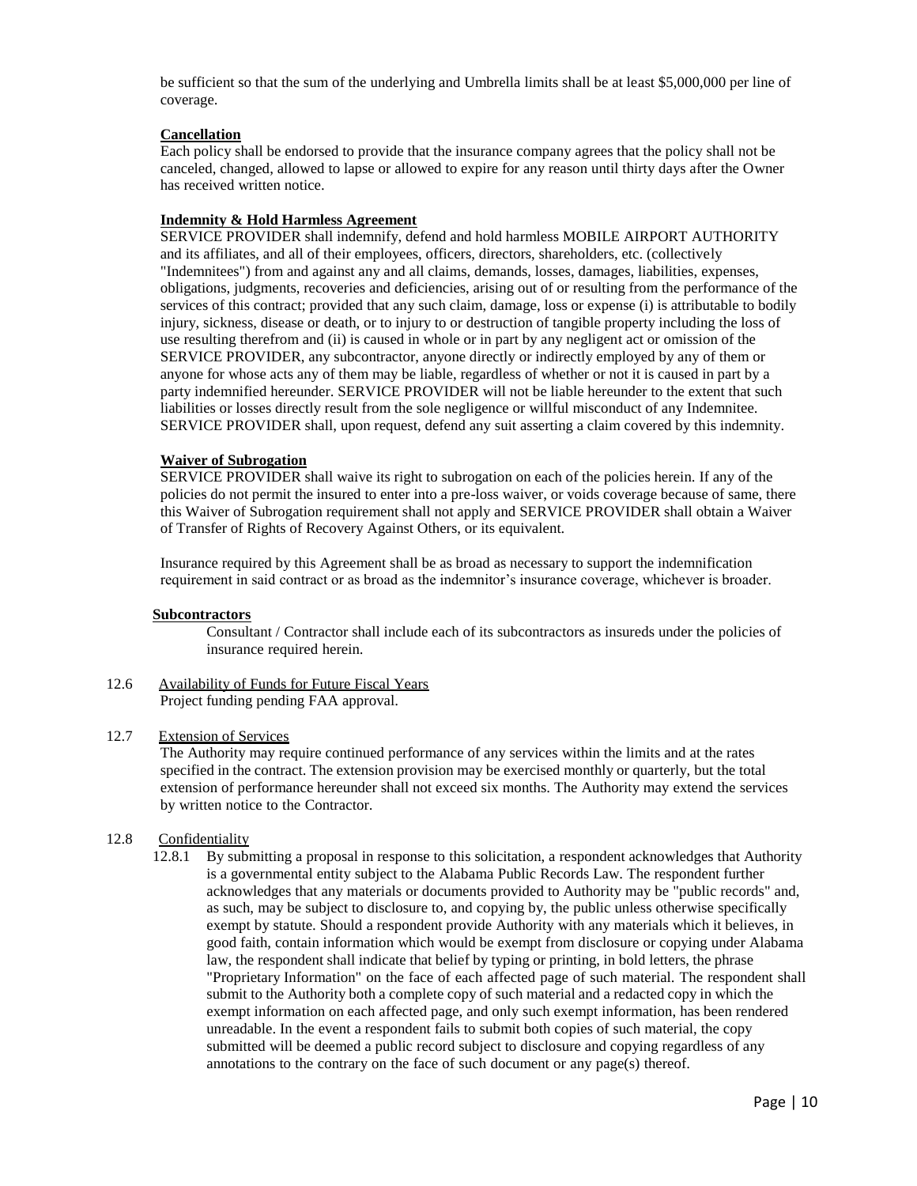be sufficient so that the sum of the underlying and Umbrella limits shall be at least $5,000,000 per line of coverage.

**Cancellation**

Each policy shall be endorsed to provide that the insurance company agrees that the policy shall not be canceled, changed, allowed to lapse or allowed to expire for any reason until thirty days after the Owner has received written notice.

**Indemnity & Hold Harmless Agreement**

SERVICE PROVIDER shall indemnify, defend and hold harmless MOBILE AIRPORT AUTHORITY and its affiliates, and all of their employees, officers, directors, shareholders, etc. (collectively "Indemnitees") from and against any and all claims, demands, losses, damages, liabilities, expenses, obligations, judgments, recoveries and deficiencies, arising out of or resulting from the performance of the services of this contract; provided that any such claim, damage, loss or expense (i) is attributable to bodily injury, sickness, disease or death, or to injury to or destruction of tangible property including the loss of use resulting therefrom and (ii) is caused in whole or in part by any negligent act or omission of the SERVICE PROVIDER, any subcontractor, anyone directly or indirectly employed by any of them or anyone for whose acts any of them may be liable, regardless of whether or not it is caused in part by a party indemnified hereunder. SERVICE PROVIDER will not be liable hereunder to the extent that such liabilities or losses directly result from the sole negligence or willful misconduct of any Indemnitee. SERVICE PROVIDER shall, upon request, defend any suit asserting a claim covered by this indemnity.

**Waiver of Subrogation**

SERVICE PROVIDER shall waive its right to subrogation on each of the policies herein. If any of the policies do not permit the insured to enter into a pre-loss waiver, or voids coverage because of same, there this Waiver of Subrogation requirement shall not apply and SERVICE PROVIDER shall obtain a Waiver of Transfer of Rights of Recovery Against Others, or its equivalent.

Insurance required by this Agreement shall be as broad as necessary to support the indemnification requirement in said contract or as broad as the indemnitor's insurance coverage, whichever is broader.

**Subcontractors**

Consultant / Contractor shall include each of its subcontractors as insureds under the policies of insurance required herein.

12.6 Availability of Funds for Future Fiscal Years

Project funding pending FAA approval.

12.7 Extension of Services

The Authority may require continued performance of any services within the limits and at the rates specified in the contract. The extension provision may be exercised monthly or quarterly, but the total extension of performance hereunder shall not exceed six months. The Authority may extend the services by written notice to the Contractor.

12.8 Confidentiality

12.8.1 By submitting a proposal in response to this solicitation, a respondent acknowledges that Authority is a governmental entity subject to the Alabama Public Records Law. The respondent further acknowledges that any materials or documents provided to Authority may be "public records" and, as such, may be subject to disclosure to, and copying by, the public unless otherwise specifically exempt by statute. Should a respondent provide Authority with any materials which it believes, in good faith, contain information which would be exempt from disclosure or copying under Alabama law, the respondent shall indicate that belief by typing or printing, in bold letters, the phrase "Proprietary Information" on the face of each affected page of such material. The respondent shall submit to the Authority both a complete copy of such material and a redacted copy in which the exempt information on each affected page, and only such exempt information, has been rendered unreadable. In the event a respondent fails to submit both copies of such material, the copy submitted will be deemed a public record subject to disclosure and copying regardless of any annotations to the contrary on the face of such document or any page(s) thereof.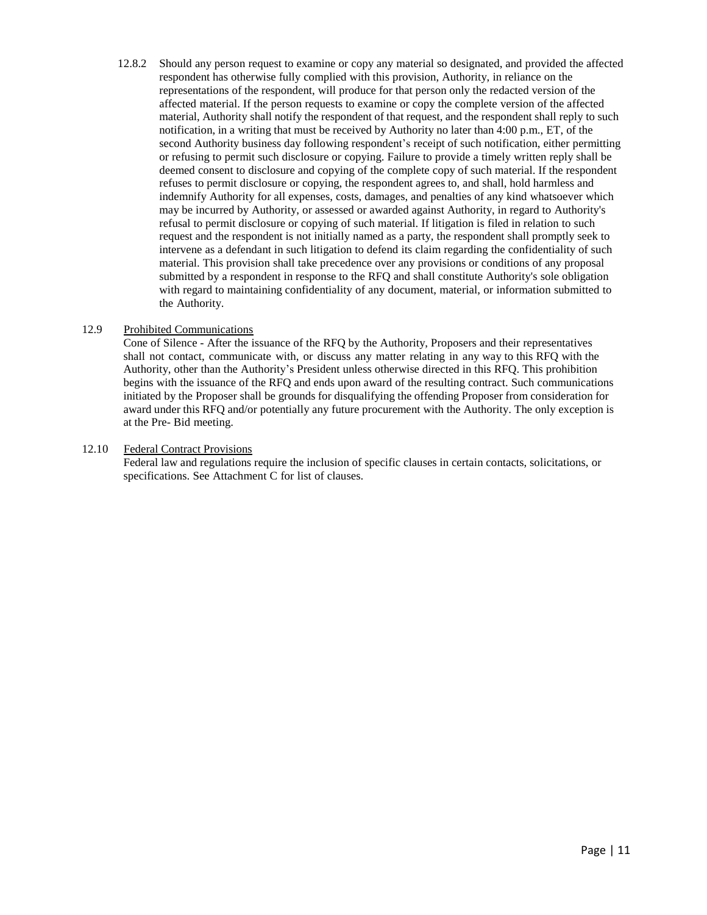12.8.2 Should any person request to examine or copy any material so designated, and provided the affected respondent has otherwise fully complied with this provision, Authority, in reliance on the representations of the respondent, will produce for that person only the redacted version of the affected material. If the person requests to examine or copy the complete version of the affected material, Authority shall notify the respondent of that request, and the respondent shall reply to such notification, in a writing that must be received by Authority no later than 4:00 p.m., ET, of the second Authority business day following respondent's receipt of such notification, either permitting or refusing to permit such disclosure or copying. Failure to provide a timely written reply shall be deemed consent to disclosure and copying of the complete copy of such material. If the respondent refuses to permit disclosure or copying, the respondent agrees to, and shall, hold harmless and indemnify Authority for all expenses, costs, damages, and penalties of any kind whatsoever which may be incurred by Authority, or assessed or awarded against Authority, in regard to Authority's refusal to permit disclosure or copying of such material. If litigation is filed in relation to such request and the respondent is not initially named as a party, the respondent shall promptly seek to intervene as a defendant in such litigation to defend its claim regarding the confidentiality of such material. This provision shall take precedence over any provisions or conditions of any proposal submitted by a respondent in response to the RFQ and shall constitute Authority's sole obligation with regard to maintaining confidentiality of any document, material, or information submitted to the Authority.

12.9 Prohibited Communications

Cone of Silence - After the issuance of the RFQ by the Authority, Proposers and their representatives shall not contact, communicate with, or discuss any matter relating in any way to this RFQ with the Authority, other than the Authority's President unless otherwise directed in this RFQ. This prohibition begins with the issuance of the RFQ and ends upon award of the resulting contract. Such communications initiated by the Proposer shall be grounds for disqualifying the offending Proposer from consideration for award under this RFQ and/or potentially any future procurement with the Authority. The only exception is at the Pre- Bid meeting.

12.10 Federal Contract Provisions

Federal law and regulations require the inclusion of specific clauses in certain contacts, solicitations, or specifications. See Attachment C for list of clauses.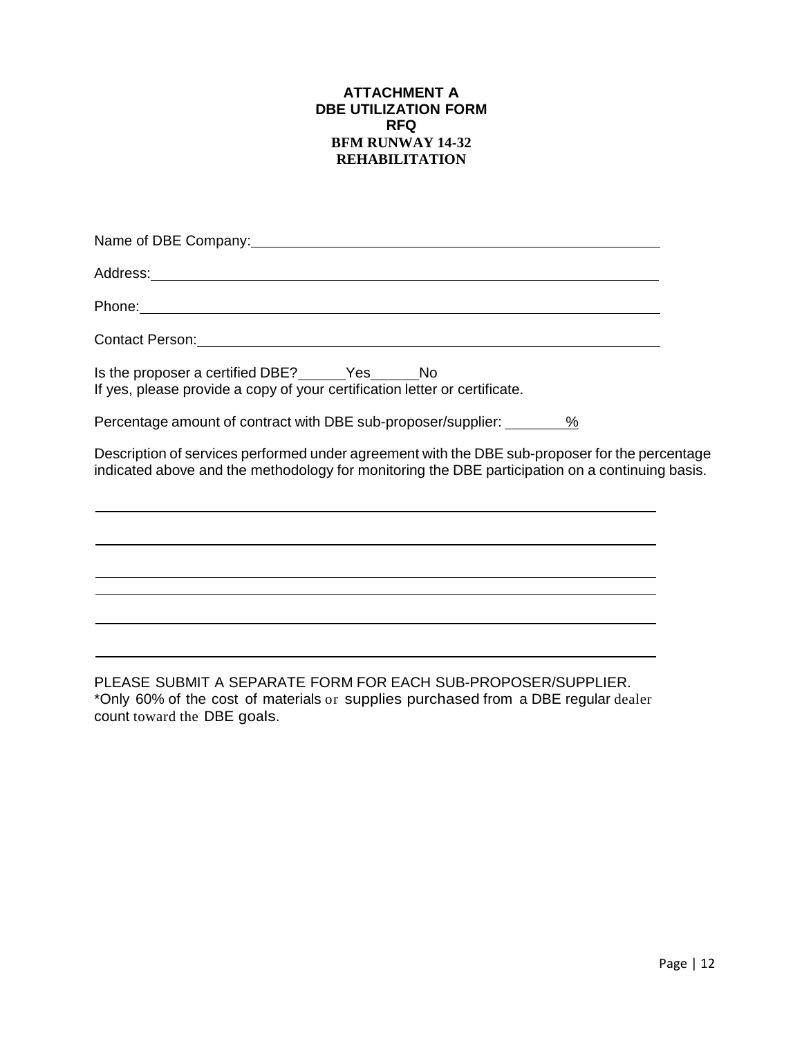**ATTACHMENT A**
**DBE UTILIZATION FORM**
**RFQ**
**BFM RUNWAY 14-32**
**REHABILITATION**

Name of DBE Company: ______________________________________________

Address: ______________________________________________

Phone: ______________________________________________

Contact Person: ______________________________________________

Is the proposer a certified DBE? ______Yes______No
If yes, please provide a copy of your certification letter or certificate.

Percentage amount of contract with DBE sub-proposer/supplier: ________%

Description of services performed under agreement with the DBE sub-proposer for the percentage indicated above and the methodology for monitoring the DBE participation on a continuing basis.

______________________________________________

______________________________________________

______________________________________________

______________________________________________

______________________________________________

______________________________________________

PLEASE SUBMIT A SEPARATE FORM FOR EACH SUB-PROPOSER/SUPPLIER.
*Only 60% of the cost of materials or supplies purchased from a DBE regular dealer count toward the DBE goals.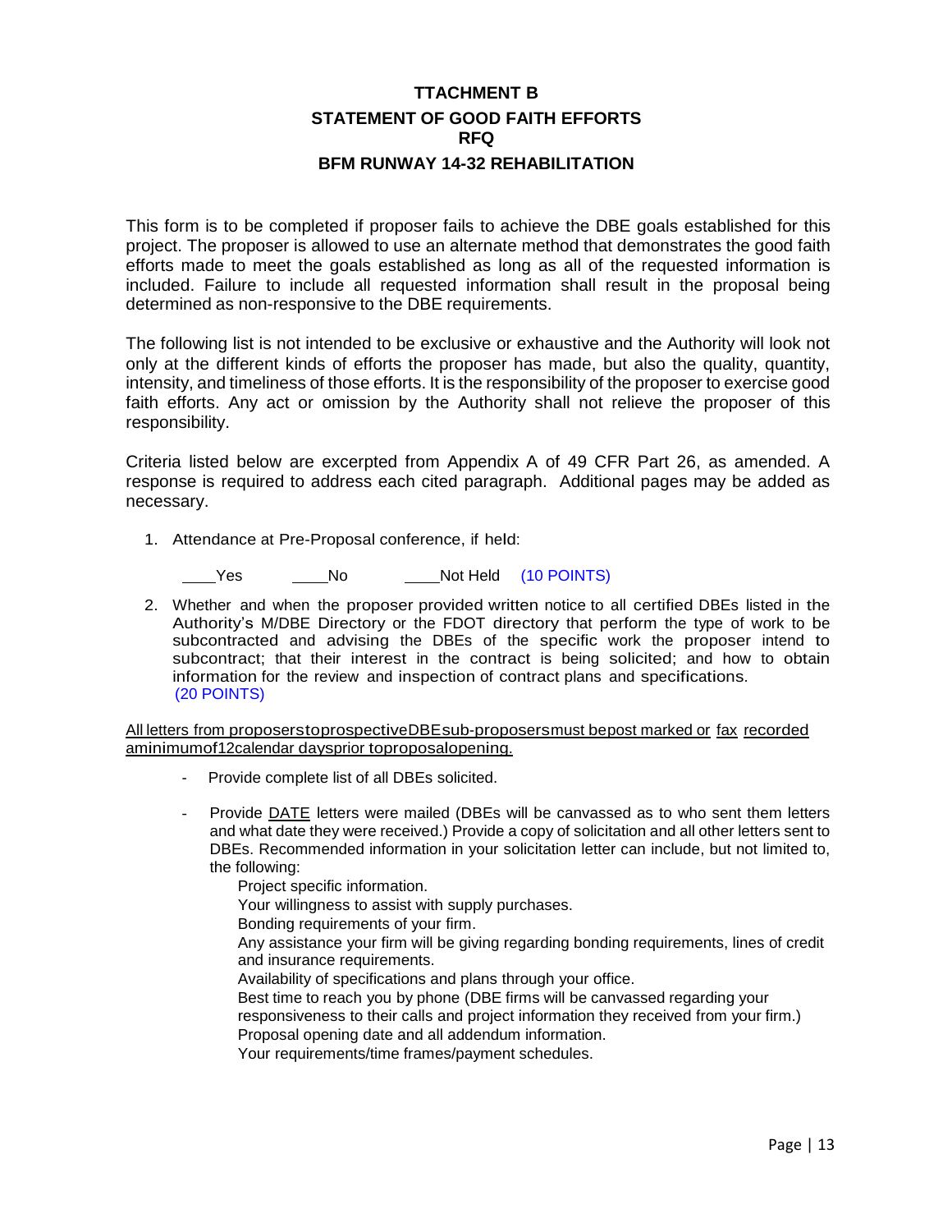# TTACHMENT B

## STATEMENT OF GOOD FAITH EFFORTS

## RFQ

## BFM RUNWAY 14-32 REHABILITATION

This form is to be completed if proposer fails to achieve the DBE goals established for this project. The proposer is allowed to use an alternate method that demonstrates the good faith efforts made to meet the goals established as long as all of the requested information is included. Failure to include all requested information shall result in the proposal being determined as non-responsive to the DBE requirements.

The following list is not intended to be exclusive or exhaustive and the Authority will look not only at the different kinds of efforts the proposer has made, but also the quality, quantity, intensity, and timeliness of those efforts. It is the responsibility of the proposer to exercise good faith efforts. Any act or omission by the Authority shall not relieve the proposer of this responsibility.

Criteria listed below are excerpted from Appendix A of 49 CFR Part 26, as amended. A response is required to address each cited paragraph. Additional pages may be added as necessary.

1. Attendance at Pre-Proposal conference, if held:

   ____Yes ____No ____Not Held (10 POINTS)

2. Whether and when the proposer provided written notice to all certified DBEs listed in the Authority's M/DBE Directory or the FDOT directory that perform the type of work to be subcontracted and advising the DBEs of the specific work the proposer intend to subcontract; that their interest in the contract is being solicited; and how to obtain information for the review and inspection of contract plans and specifications. (20 POINTS)

<u>All letters from proposers to prospective DBE sub-proposers must be post marked or fax recorded a minimum of 12 calendar days prior to proposal opening.</u>

- Provide complete list of all DBEs solicited.
- Provide <u>DATE</u> letters were mailed (DBEs will be canvassed as to who sent them letters and what date they were received.) Provide a copy of solicitation and all other letters sent to DBEs. Recommended information in your solicitation letter can include, but not limited to, the following:

  Project specific information.  
  Your willingness to assist with supply purchases.  
  Bonding requirements of your firm.  
  Any assistance your firm will be giving regarding bonding requirements, lines of credit and insurance requirements.  
  Availability of specifications and plans through your office.  
  Best time to reach you by phone (DBE firms will be canvassed regarding your responsiveness to their calls and project information they received from your firm.)  
  Proposal opening date and all addendum information.  
  Your requirements/time frames/payment schedules.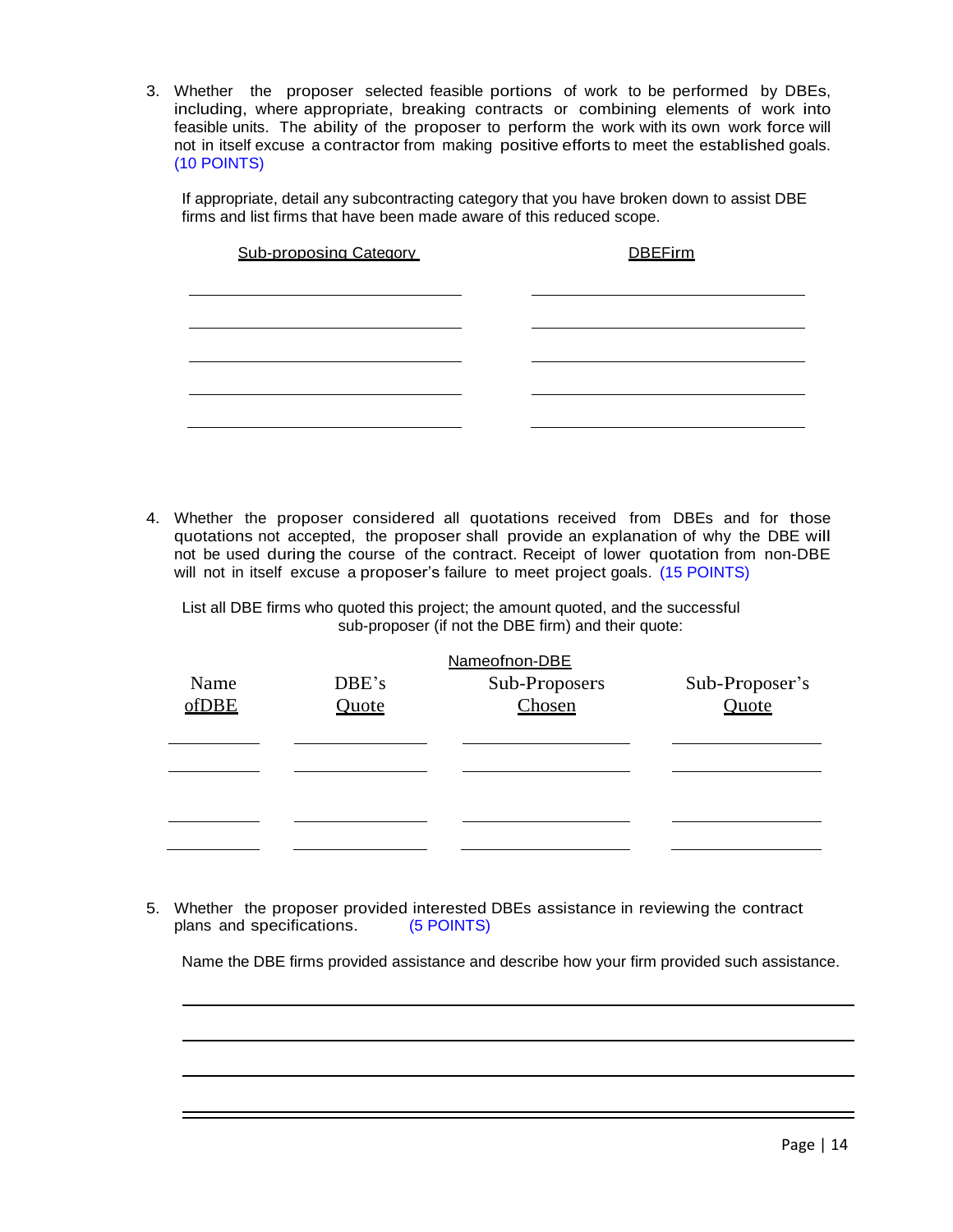3. Whether the proposer selected feasible portions of work to be performed by DBEs, including, where appropriate, breaking contracts or combining elements of work into feasible units. The ability of the proposer to perform the work with its own work force will not in itself excuse a contractor from making positive efforts to meet the established goals. (10 POINTS)

   If appropriate, detail any subcontracting category that you have broken down to assist DBE firms and list firms that have been made aware of this reduced scope.

| Sub-proposing Category | DBEFirm |
|---|---|
| | |
| | |
| | |
| | |
| | |

4. Whether the proposer considered all quotations received from DBEs and for those quotations not accepted, the proposer shall provide an explanation of why the DBE will not be used during the course of the contract. Receipt of lower quotation from non-DBE will not in itself excuse a proposer's failure to meet project goals. (15 POINTS)

   List all DBE firms who quoted this project; the amount quoted, and the successful sub-proposer (if not the DBE firm) and their quote:

| Name ofDBE | DBE's Quote | Nameofnon-DBE Sub-Proposers Chosen | Sub-Proposer's Quote |
|---|---|---|---|
| | | | |
| | | | |
| | | | |
| | | | |

5. Whether the proposer provided interested DBEs assistance in reviewing the contract plans and specifications. (5 POINTS)

   Name the DBE firms provided assistance and describe how your firm provided such assistance.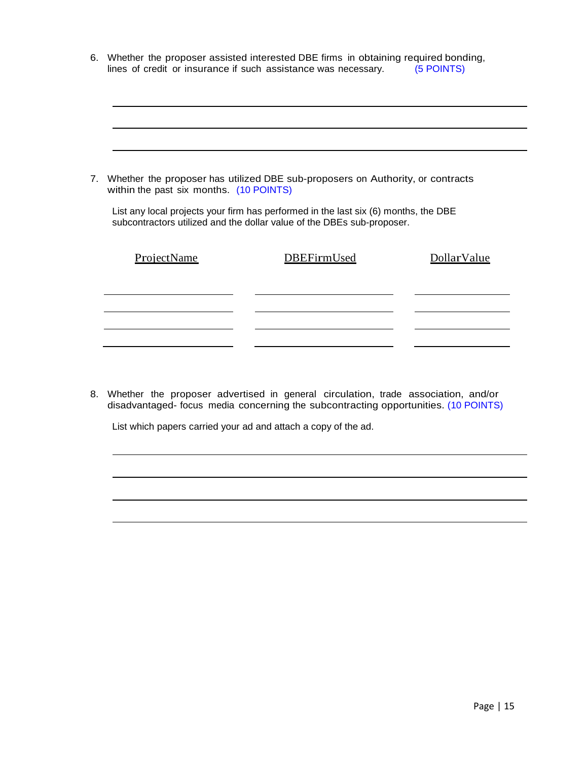6. Whether the proposer assisted interested DBE firms in obtaining required bonding, lines of credit or insurance if such assistance was necessary. (5 POINTS)

_______________________________________________

_______________________________________________

_______________________________________________

7. Whether the proposer has utilized DBE sub-proposers on Authority, or contracts within the past six months. (10 POINTS)

   List any local projects your firm has performed in the last six (6) months, the DBE subcontractors utilized and the dollar value of the DBEs sub-proposer.

| ProjectName | DBEFirmUsed | DollarValue |
| --- | --- | --- |
| | | |
| | | |
| | | |
| | | |

8. Whether the proposer advertised in general circulation, trade association, and/or disadvantaged- focus media concerning the subcontracting opportunities. (10 POINTS)

   List which papers carried your ad and attach a copy of the ad.

_______________________________________________

_______________________________________________

_______________________________________________

_______________________________________________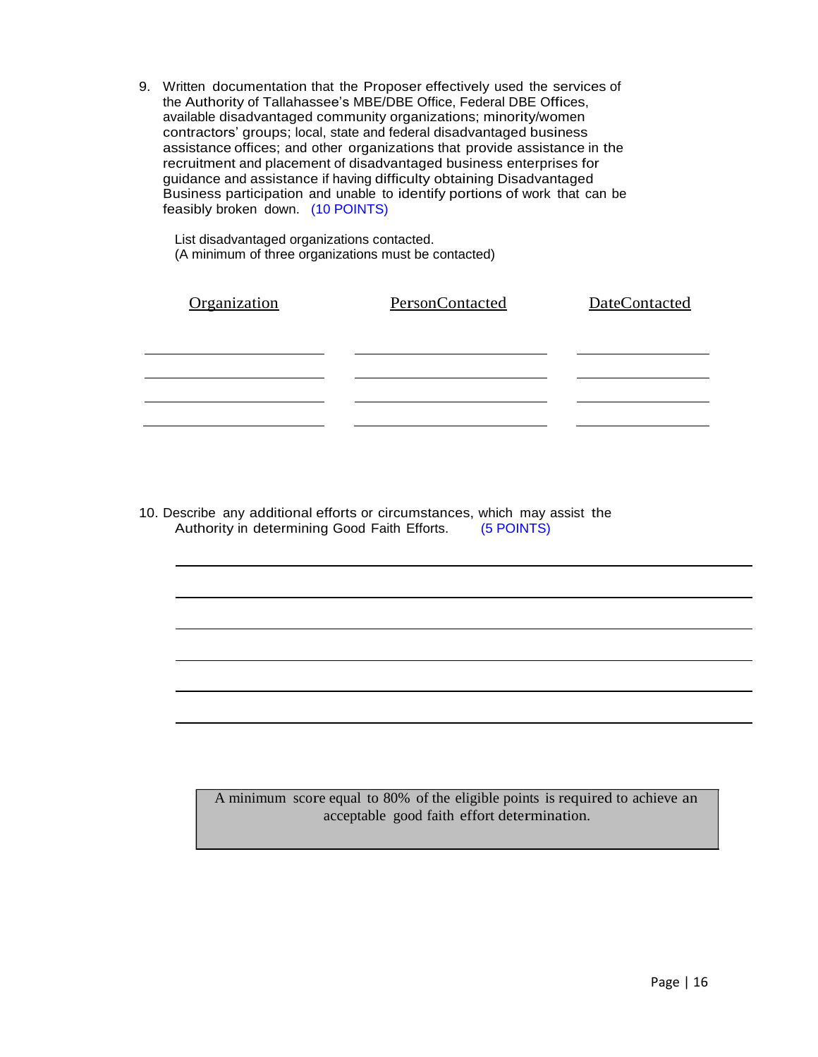9. Written documentation that the Proposer effectively used the services of the Authority of Tallahassee's MBE/DBE Office, Federal DBE Offices, available disadvantaged community organizations; minority/women contractors' groups; local, state and federal disadvantaged business assistance offices; and other organizations that provide assistance in the recruitment and placement of disadvantaged business enterprises for guidance and assistance if having difficulty obtaining Disadvantaged Business participation and unable to identify portions of work that can be feasibly broken down. (10 POINTS)

   List disadvantaged organizations contacted.
   (A minimum of three organizations must be contacted)

| Organization | PersonContacted | DateContacted |
|---|---|---|
| | | |
| | | |
| | | |
| | | |

10. Describe any additional efforts or circumstances, which may assist the Authority in determining Good Faith Efforts. (5 POINTS)

   ______________________________________________________________________

   ______________________________________________________________________

   ______________________________________________________________________

   ______________________________________________________________________

   ______________________________________________________________________

   ______________________________________________________________________

A minimum score equal to 80% of the eligible points is required to achieve an acceptable good faith effort determination.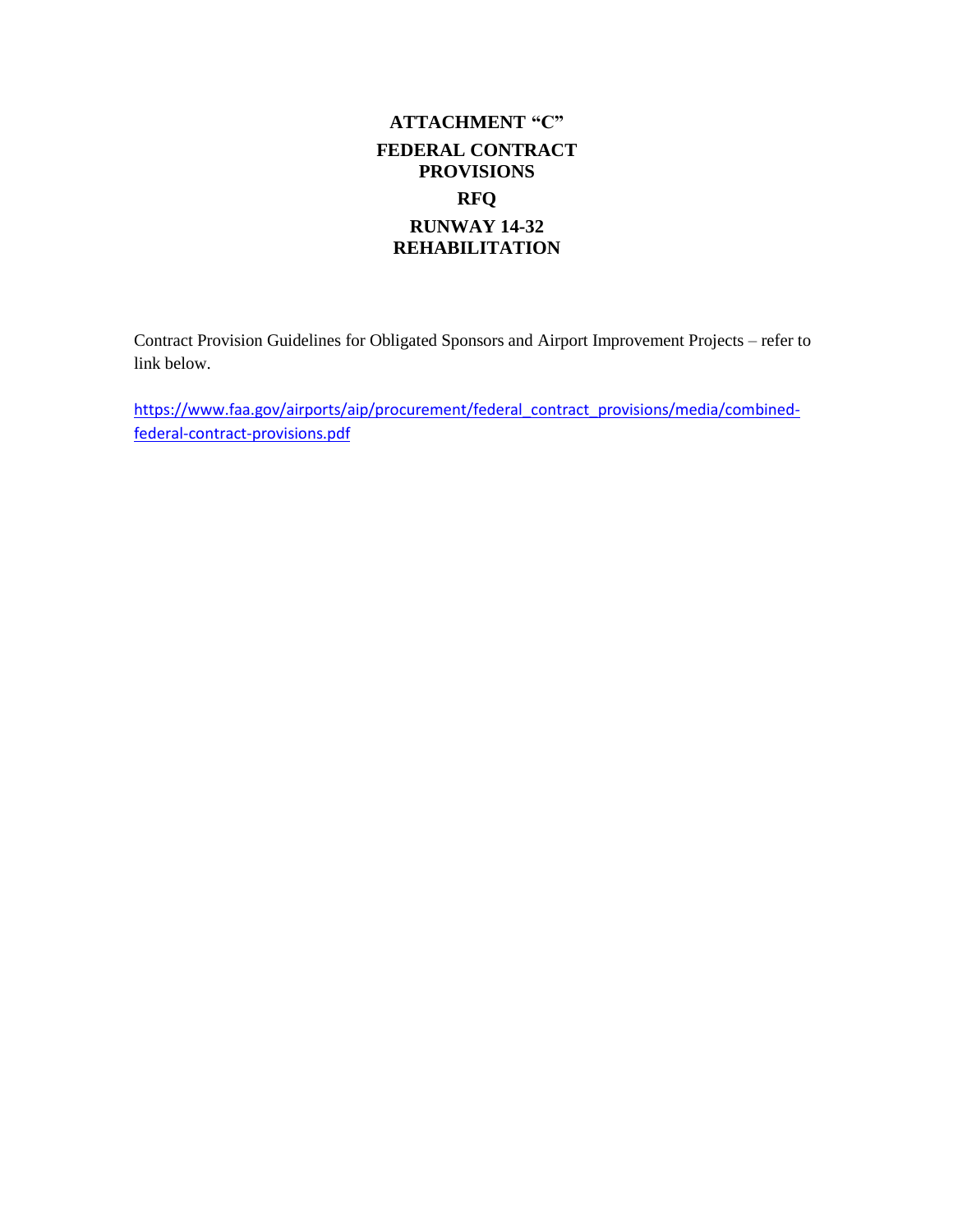# ATTACHMENT "C"

# FEDERAL CONTRACT PROVISIONS

# RFQ

# RUNWAY 14-32 REHABILITATION

Contract Provision Guidelines for Obligated Sponsors and Airport Improvement Projects – refer to link below.

https://www.faa.gov/airports/aip/procurement/federal_contract_provisions/media/combined-federal-contract-provisions.pdf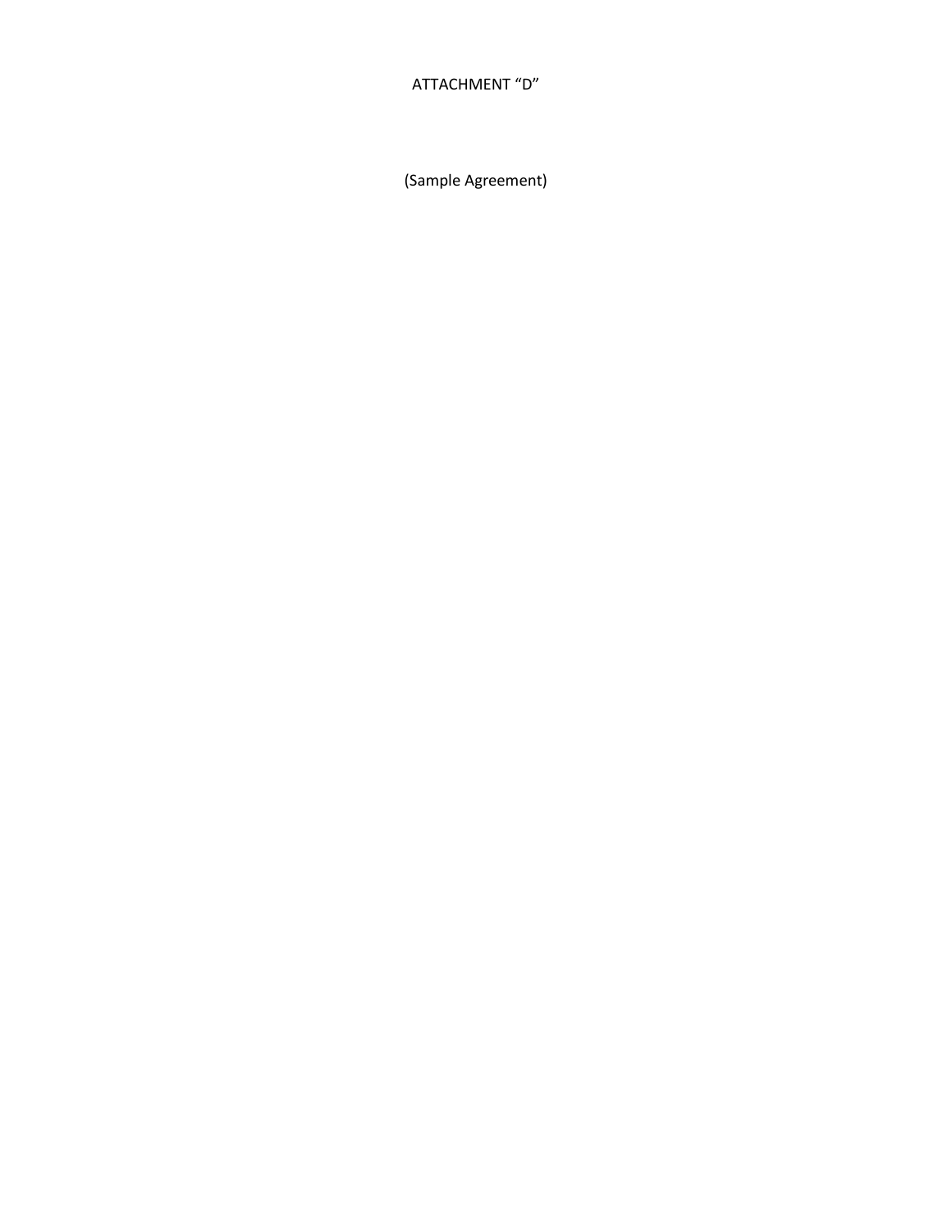ATTACHMENT “D”

(Sample Agreement)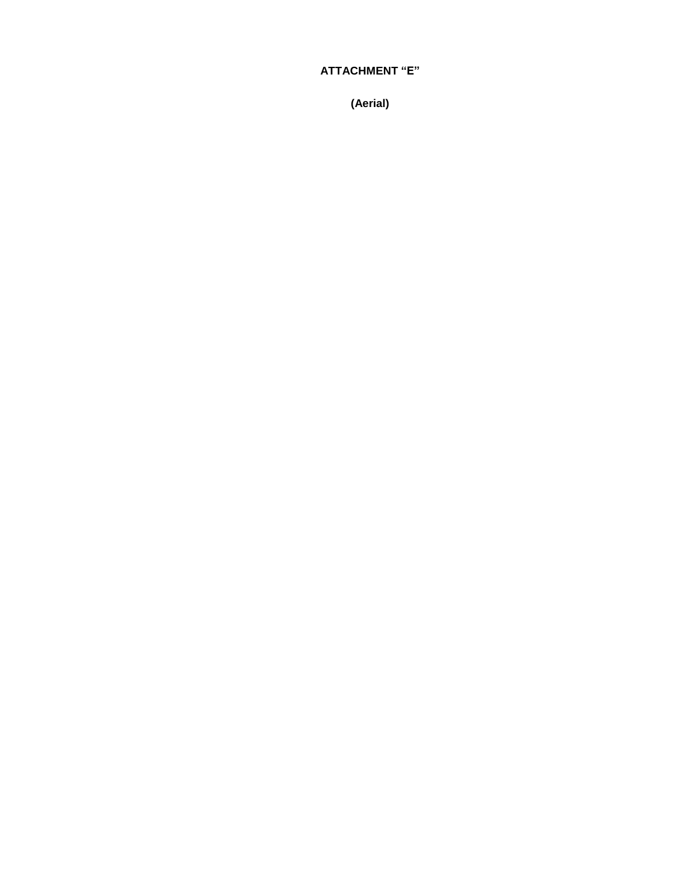**ATTACHMENT “E”**

**(Aerial)**